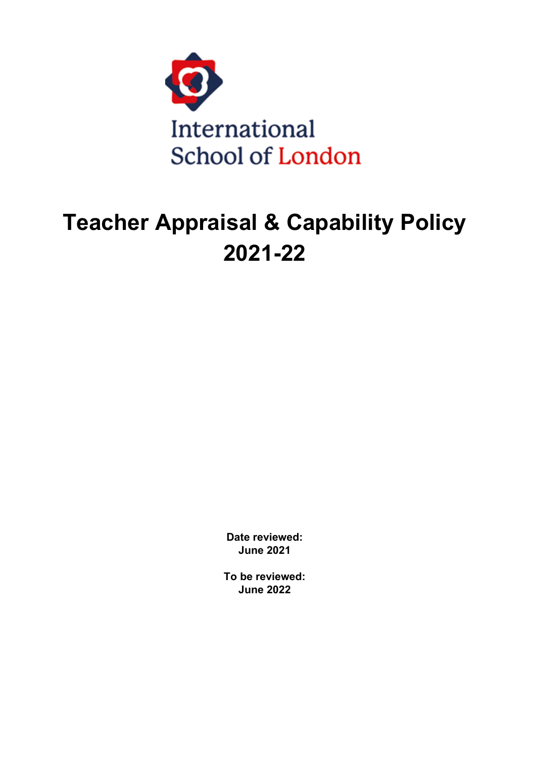International School of London

# Teacher Appraisal & Capability Policy 2021-22

**Date reviewed:**
**June 2021**

**To be reviewed:**
**June 2022**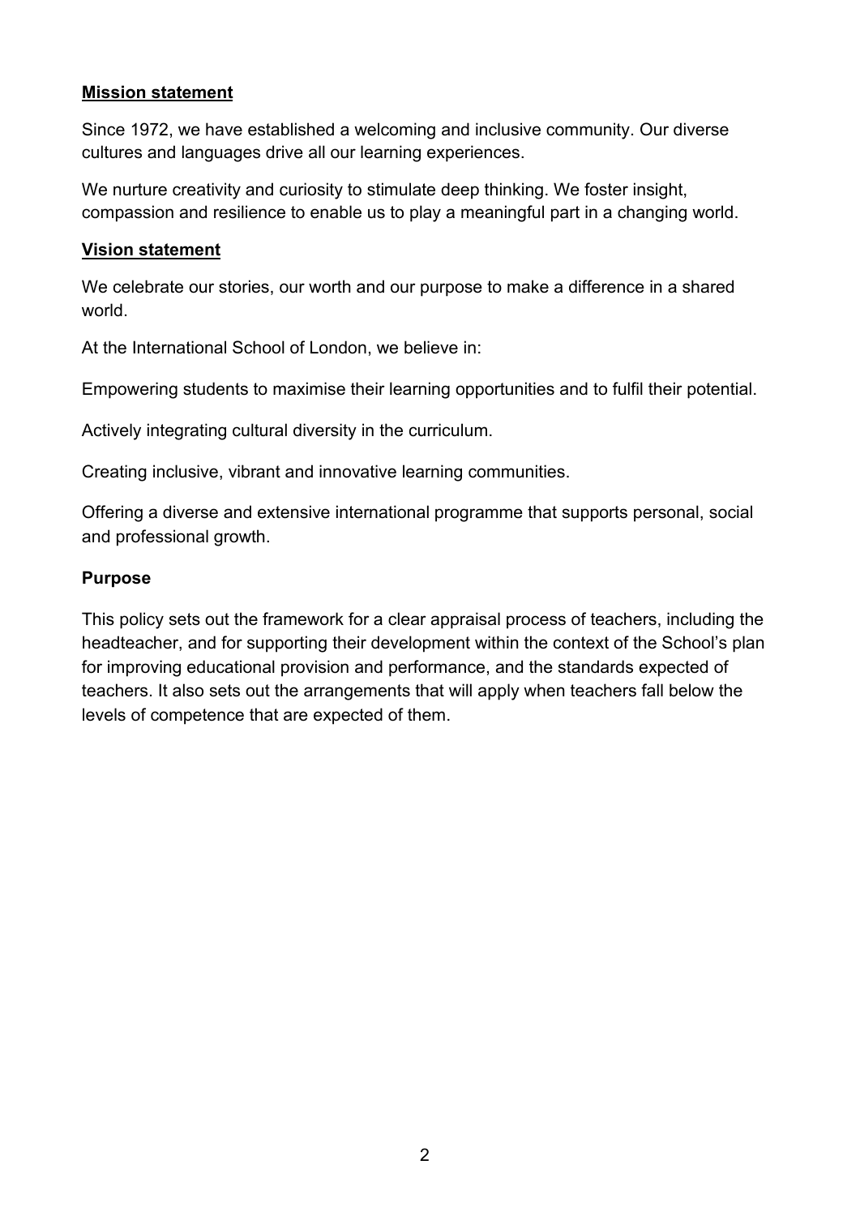## Mission statement

Since 1972, we have established a welcoming and inclusive community. Our diverse cultures and languages drive all our learning experiences.

We nurture creativity and curiosity to stimulate deep thinking. We foster insight, compassion and resilience to enable us to play a meaningful part in a changing world.

## Vision statement

We celebrate our stories, our worth and our purpose to make a difference in a shared world.

At the International School of London, we believe in:

Empowering students to maximise their learning opportunities and to fulfil their potential.

Actively integrating cultural diversity in the curriculum.

Creating inclusive, vibrant and innovative learning communities.

Offering a diverse and extensive international programme that supports personal, social and professional growth.

## Purpose

This policy sets out the framework for a clear appraisal process of teachers, including the headteacher, and for supporting their development within the context of the School's plan for improving educational provision and performance, and the standards expected of teachers. It also sets out the arrangements that will apply when teachers fall below the levels of competence that are expected of them.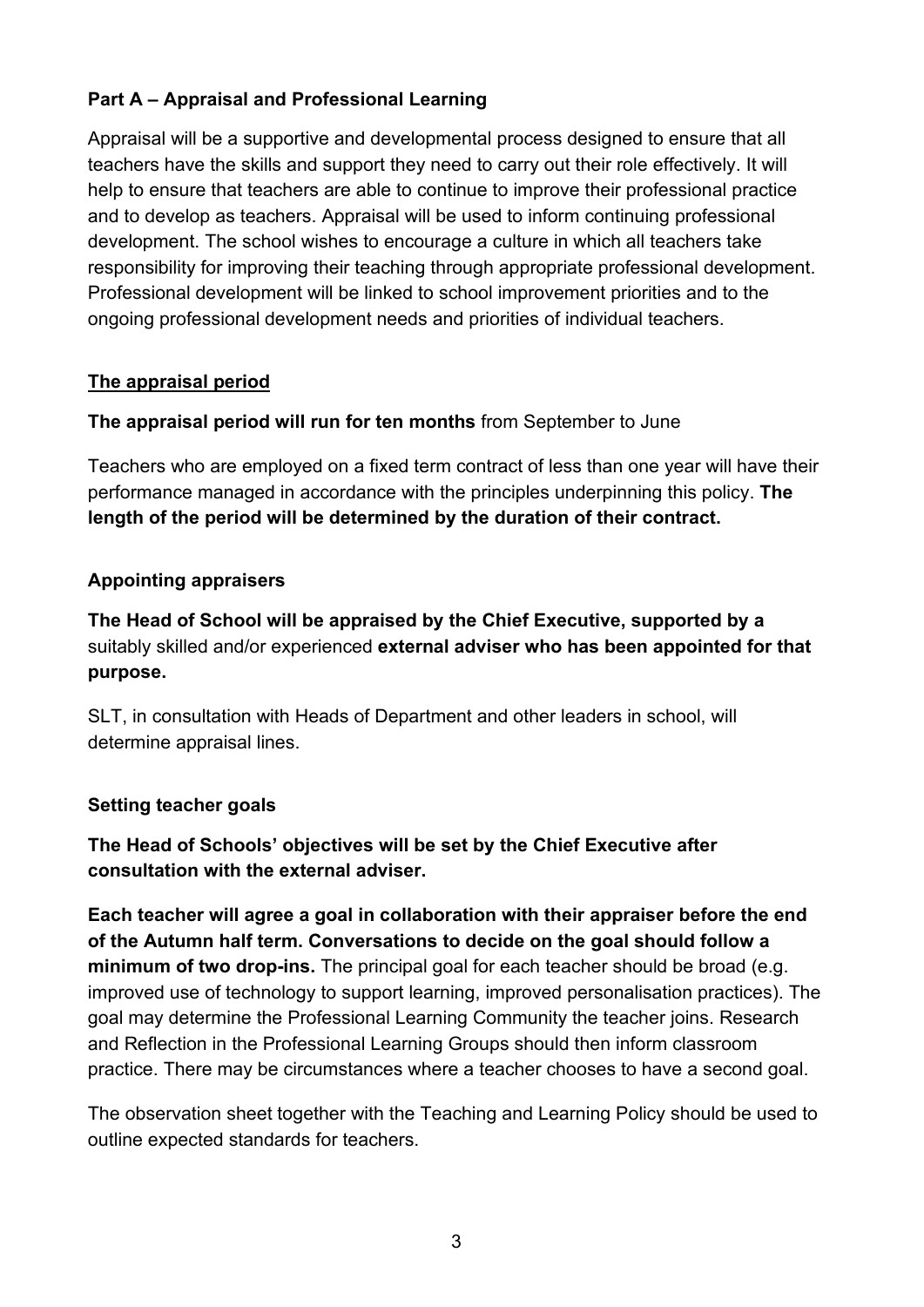## Part A – Appraisal and Professional Learning

Appraisal will be a supportive and developmental process designed to ensure that all teachers have the skills and support they need to carry out their role effectively. It will help to ensure that teachers are able to continue to improve their professional practice and to develop as teachers. Appraisal will be used to inform continuing professional development. The school wishes to encourage a culture in which all teachers take responsibility for improving their teaching through appropriate professional development. Professional development will be linked to school improvement priorities and to the ongoing professional development needs and priorities of individual teachers.

### The appraisal period

**The appraisal period will run for ten months** from September to June

Teachers who are employed on a fixed term contract of less than one year will have their performance managed in accordance with the principles underpinning this policy. **The length of the period will be determined by the duration of their contract.**

### Appointing appraisers

**The Head of School will be appraised by the Chief Executive, supported by a** suitably skilled and/or experienced **external adviser who has been appointed for that purpose.**

SLT, in consultation with Heads of Department and other leaders in school, will determine appraisal lines.

### Setting teacher goals

**The Head of Schools' objectives will be set by the Chief Executive after consultation with the external adviser.**

**Each teacher will agree a goal in collaboration with their appraiser before the end of the Autumn half term. Conversations to decide on the goal should follow a minimum of two drop-ins.** The principal goal for each teacher should be broad (e.g. improved use of technology to support learning, improved personalisation practices). The goal may determine the Professional Learning Community the teacher joins. Research and Reflection in the Professional Learning Groups should then inform classroom practice. There may be circumstances where a teacher chooses to have a second goal.

The observation sheet together with the Teaching and Learning Policy should be used to outline expected standards for teachers.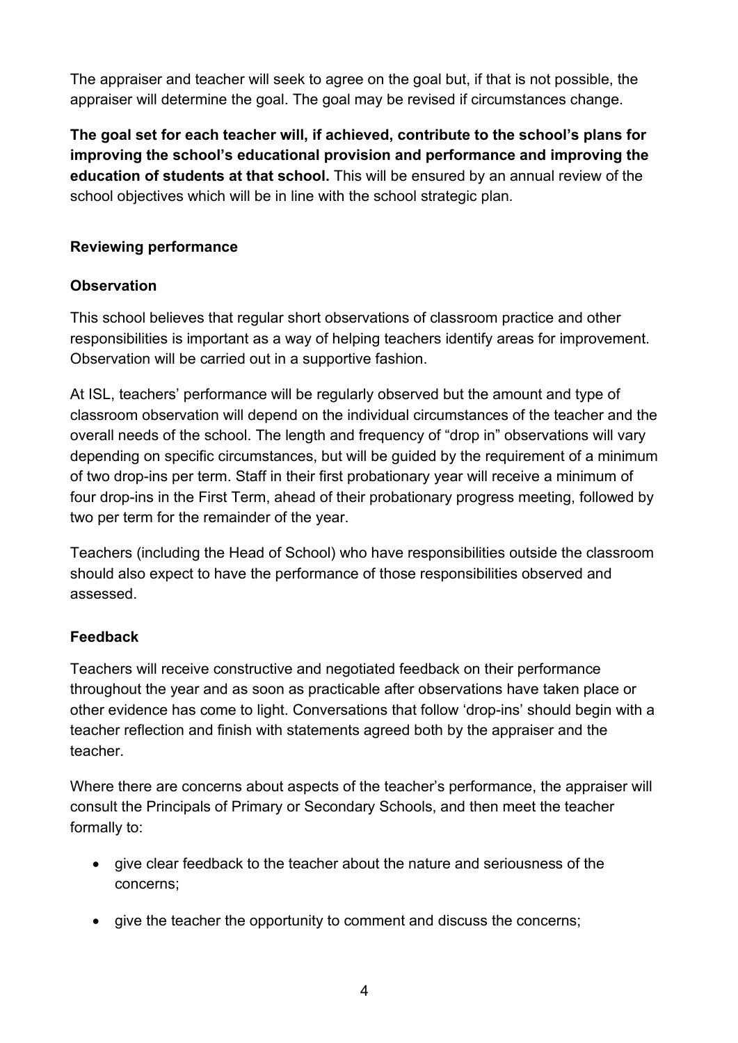The appraiser and teacher will seek to agree on the goal but, if that is not possible, the appraiser will determine the goal. The goal may be revised if circumstances change.

**The goal set for each teacher will, if achieved, contribute to the school's plans for improving the school's educational provision and performance and improving the education of students at that school.** This will be ensured by an annual review of the school objectives which will be in line with the school strategic plan.

### Reviewing performance

### Observation

This school believes that regular short observations of classroom practice and other responsibilities is important as a way of helping teachers identify areas for improvement. Observation will be carried out in a supportive fashion.

At ISL, teachers' performance will be regularly observed but the amount and type of classroom observation will depend on the individual circumstances of the teacher and the overall needs of the school. The length and frequency of "drop in" observations will vary depending on specific circumstances, but will be guided by the requirement of a minimum of two drop-ins per term. Staff in their first probationary year will receive a minimum of four drop-ins in the First Term, ahead of their probationary progress meeting, followed by two per term for the remainder of the year.

Teachers (including the Head of School) who have responsibilities outside the classroom should also expect to have the performance of those responsibilities observed and assessed.

### Feedback

Teachers will receive constructive and negotiated feedback on their performance throughout the year and as soon as practicable after observations have taken place or other evidence has come to light. Conversations that follow 'drop-ins' should begin with a teacher reflection and finish with statements agreed both by the appraiser and the teacher.

Where there are concerns about aspects of the teacher's performance, the appraiser will consult the Principals of Primary or Secondary Schools, and then meet the teacher formally to:

- give clear feedback to the teacher about the nature and seriousness of the concerns;
- give the teacher the opportunity to comment and discuss the concerns;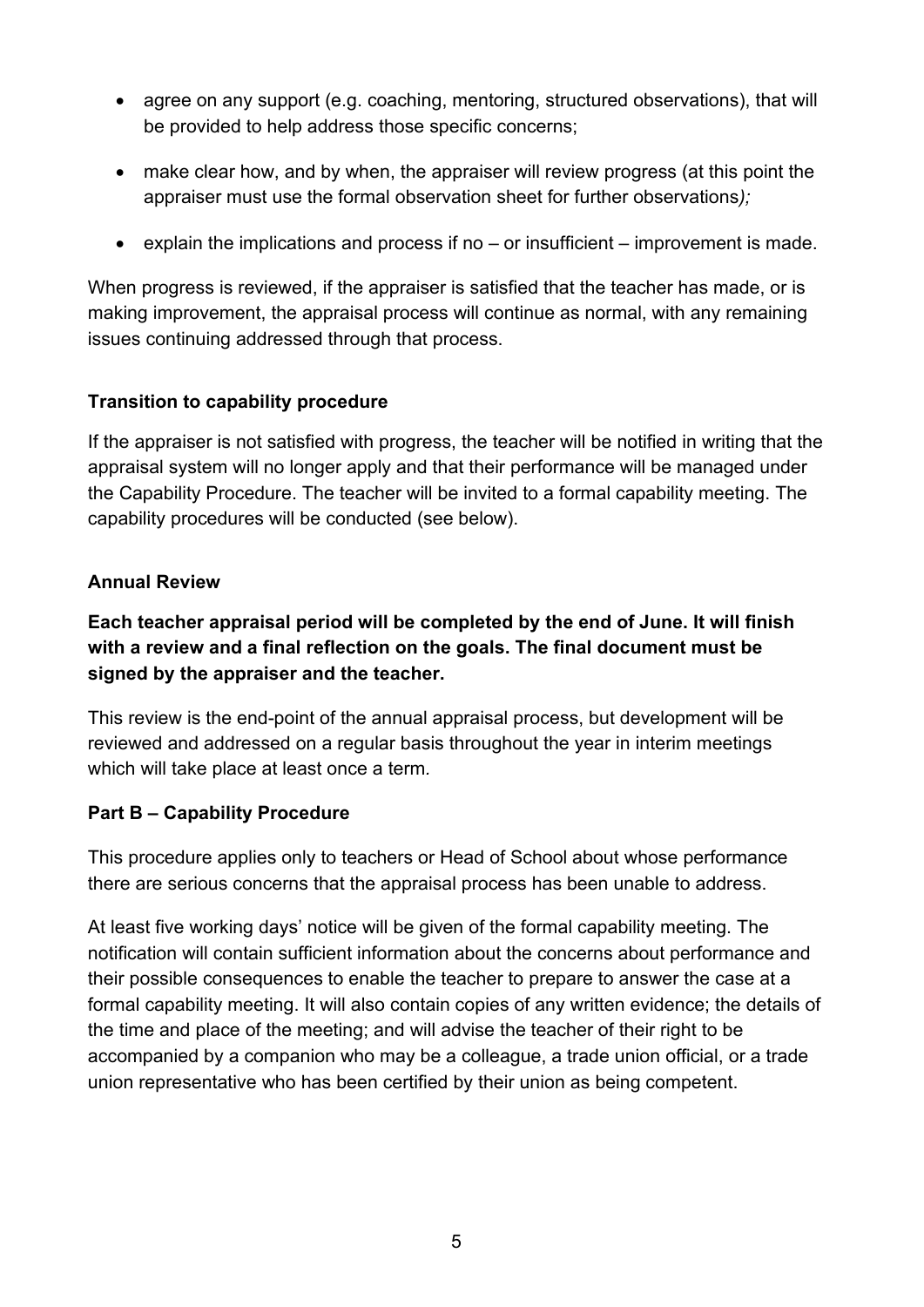- agree on any support (e.g. coaching, mentoring, structured observations), that will be provided to help address those specific concerns;
- make clear how, and by when, the appraiser will review progress (at this point the appraiser must use the formal observation sheet for further observations*);*
- explain the implications and process if no – or insufficient – improvement is made.

When progress is reviewed, if the appraiser is satisfied that the teacher has made, or is making improvement, the appraisal process will continue as normal, with any remaining issues continuing addressed through that process.

### Transition to capability procedure

If the appraiser is not satisfied with progress, the teacher will be notified in writing that the appraisal system will no longer apply and that their performance will be managed under the Capability Procedure. The teacher will be invited to a formal capability meeting. The capability procedures will be conducted (see below).

### Annual Review

**Each teacher appraisal period will be completed by the end of June. It will finish with a review and a final reflection on the goals. The final document must be signed by the appraiser and the teacher.**

This review is the end-point of the annual appraisal process, but development will be reviewed and addressed on a regular basis throughout the year in interim meetings which will take place at least once a term.

## Part B – Capability Procedure

This procedure applies only to teachers or Head of School about whose performance there are serious concerns that the appraisal process has been unable to address.

At least five working days' notice will be given of the formal capability meeting. The notification will contain sufficient information about the concerns about performance and their possible consequences to enable the teacher to prepare to answer the case at a formal capability meeting. It will also contain copies of any written evidence; the details of the time and place of the meeting; and will advise the teacher of their right to be accompanied by a companion who may be a colleague, a trade union official, or a trade union representative who has been certified by their union as being competent.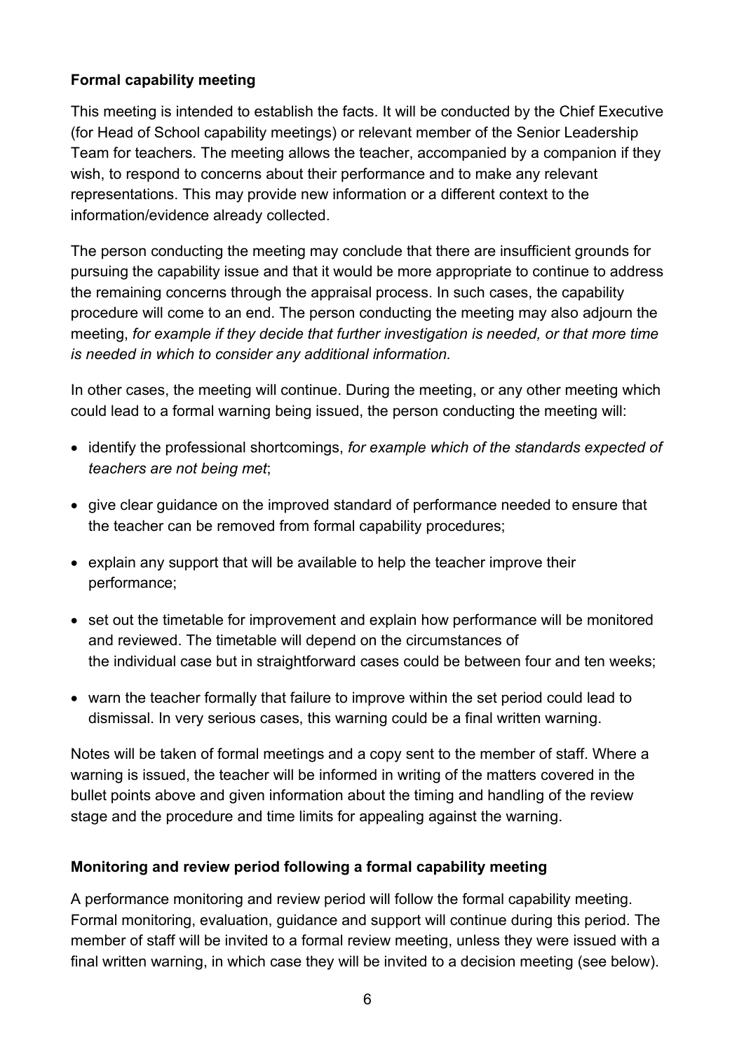**Formal capability meeting**

This meeting is intended to establish the facts. It will be conducted by the Chief Executive (for Head of School capability meetings) or relevant member of the Senior Leadership Team for teachers. The meeting allows the teacher, accompanied by a companion if they wish, to respond to concerns about their performance and to make any relevant representations. This may provide new information or a different context to the information/evidence already collected.

The person conducting the meeting may conclude that there are insufficient grounds for pursuing the capability issue and that it would be more appropriate to continue to address the remaining concerns through the appraisal process. In such cases, the capability procedure will come to an end. The person conducting the meeting may also adjourn the meeting, *for example if they decide that further investigation is needed, or that more time is needed in which to consider any additional information.*

In other cases, the meeting will continue. During the meeting, or any other meeting which could lead to a formal warning being issued, the person conducting the meeting will:

- identify the professional shortcomings, *for example which of the standards expected of teachers are not being met*;
- give clear guidance on the improved standard of performance needed to ensure that the teacher can be removed from formal capability procedures;
- explain any support that will be available to help the teacher improve their performance;
- set out the timetable for improvement and explain how performance will be monitored and reviewed. The timetable will depend on the circumstances of the individual case but in straightforward cases could be between four and ten weeks;
- warn the teacher formally that failure to improve within the set period could lead to dismissal. In very serious cases, this warning could be a final written warning.

Notes will be taken of formal meetings and a copy sent to the member of staff. Where a warning is issued, the teacher will be informed in writing of the matters covered in the bullet points above and given information about the timing and handling of the review stage and the procedure and time limits for appealing against the warning.

**Monitoring and review period following a formal capability meeting**

A performance monitoring and review period will follow the formal capability meeting. Formal monitoring, evaluation, guidance and support will continue during this period. The member of staff will be invited to a formal review meeting, unless they were issued with a final written warning, in which case they will be invited to a decision meeting (see below).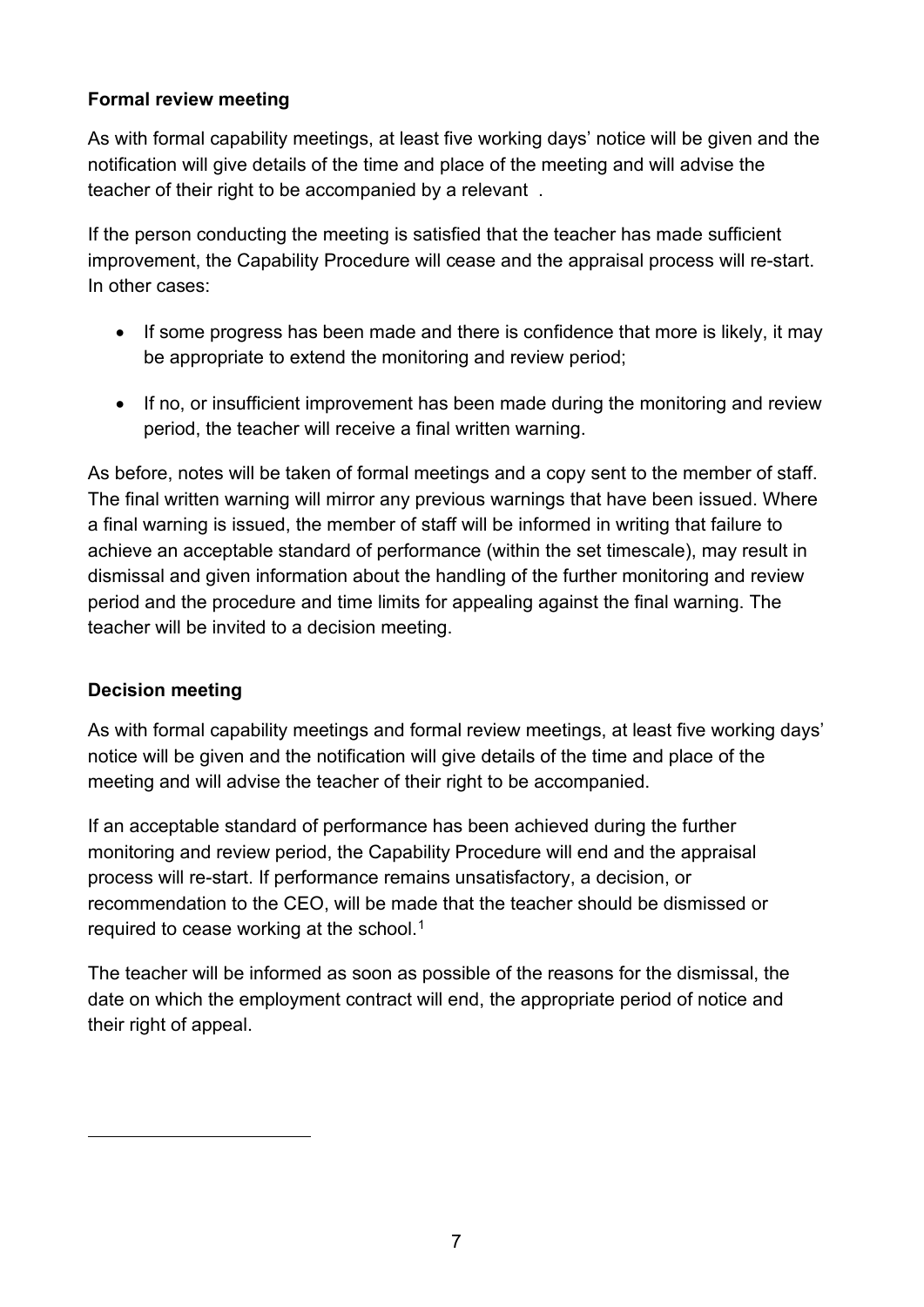**Formal review meeting**

As with formal capability meetings, at least five working days' notice will be given and the notification will give details of the time and place of the meeting and will advise the teacher of their right to be accompanied by a relevant .

If the person conducting the meeting is satisfied that the teacher has made sufficient improvement, the Capability Procedure will cease and the appraisal process will re-start. In other cases:

- If some progress has been made and there is confidence that more is likely, it may be appropriate to extend the monitoring and review period;
- If no, or insufficient improvement has been made during the monitoring and review period, the teacher will receive a final written warning.

As before, notes will be taken of formal meetings and a copy sent to the member of staff. The final written warning will mirror any previous warnings that have been issued. Where a final warning is issued, the member of staff will be informed in writing that failure to achieve an acceptable standard of performance (within the set timescale), may result in dismissal and given information about the handling of the further monitoring and review period and the procedure and time limits for appealing against the final warning. The teacher will be invited to a decision meeting.

**Decision meeting**

As with formal capability meetings and formal review meetings, at least five working days' notice will be given and the notification will give details of the time and place of the meeting and will advise the teacher of their right to be accompanied.

If an acceptable standard of performance has been achieved during the further monitoring and review period, the Capability Procedure will end and the appraisal process will re-start. If performance remains unsatisfactory, a decision, or recommendation to the CEO, will be made that the teacher should be dismissed or required to cease working at the school.[1]

The teacher will be informed as soon as possible of the reasons for the dismissal, the date on which the employment contract will end, the appropriate period of notice and their right of appeal.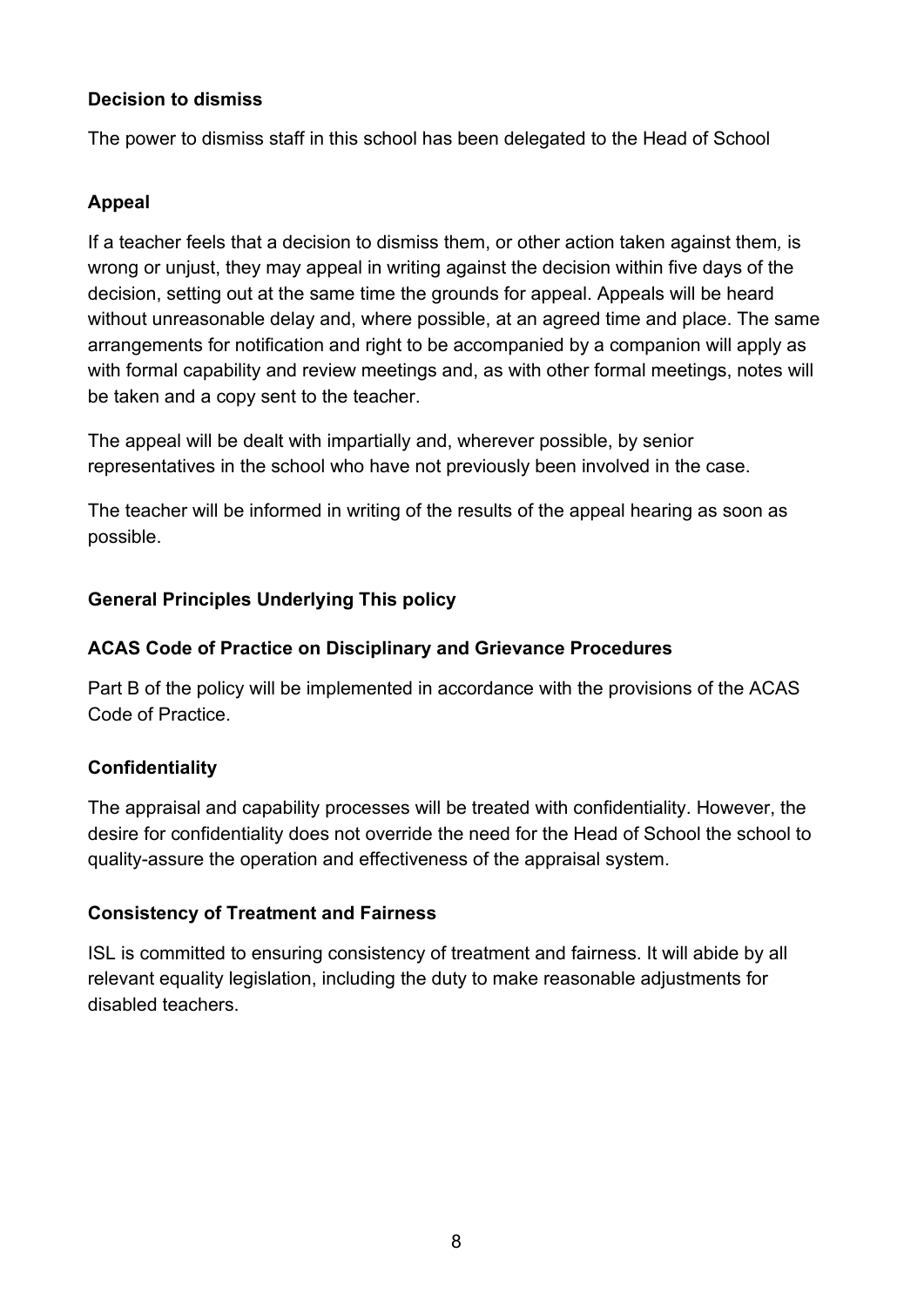**Decision to dismiss**

The power to dismiss staff in this school has been delegated to the Head of School

**Appeal**

If a teacher feels that a decision to dismiss them, or other action taken against them*,* is wrong or unjust, they may appeal in writing against the decision within five days of the decision, setting out at the same time the grounds for appeal. Appeals will be heard without unreasonable delay and, where possible, at an agreed time and place. The same arrangements for notification and right to be accompanied by a companion will apply as with formal capability and review meetings and, as with other formal meetings, notes will be taken and a copy sent to the teacher.

The appeal will be dealt with impartially and, wherever possible, by senior representatives in the school who have not previously been involved in the case.

The teacher will be informed in writing of the results of the appeal hearing as soon as possible.

**General Principles Underlying This policy**

**ACAS Code of Practice on Disciplinary and Grievance Procedures**

Part B of the policy will be implemented in accordance with the provisions of the ACAS Code of Practice.

**Confidentiality**

The appraisal and capability processes will be treated with confidentiality. However, the desire for confidentiality does not override the need for the Head of School the school to quality-assure the operation and effectiveness of the appraisal system.

**Consistency of Treatment and Fairness**

ISL is committed to ensuring consistency of treatment and fairness. It will abide by all relevant equality legislation, including the duty to make reasonable adjustments for disabled teachers.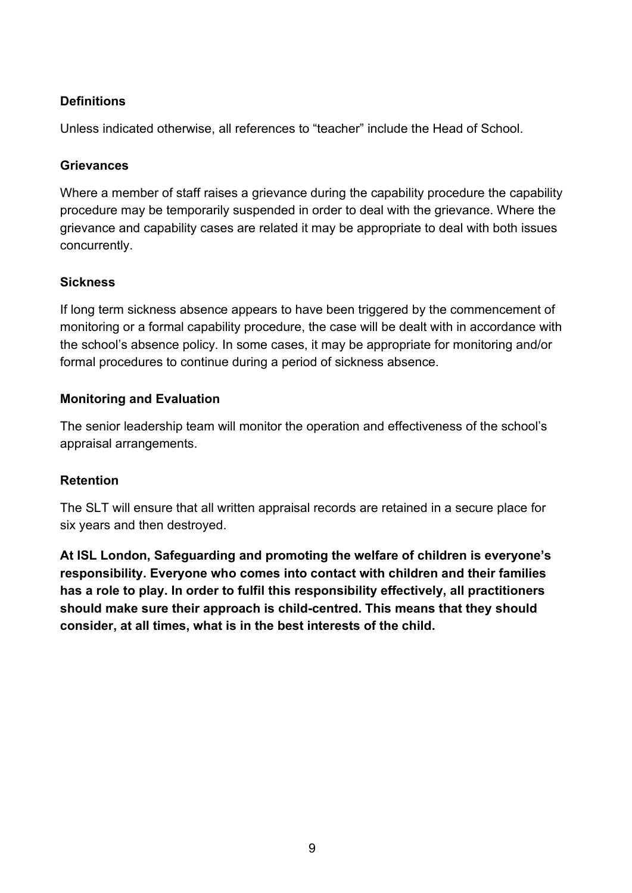**Definitions**

Unless indicated otherwise, all references to "teacher" include the Head of School.

**Grievances**

Where a member of staff raises a grievance during the capability procedure the capability procedure may be temporarily suspended in order to deal with the grievance. Where the grievance and capability cases are related it may be appropriate to deal with both issues concurrently.

**Sickness**

If long term sickness absence appears to have been triggered by the commencement of monitoring or a formal capability procedure, the case will be dealt with in accordance with the school's absence policy. In some cases, it may be appropriate for monitoring and/or formal procedures to continue during a period of sickness absence.

**Monitoring and Evaluation**

The senior leadership team will monitor the operation and effectiveness of the school's appraisal arrangements.

**Retention**

The SLT will ensure that all written appraisal records are retained in a secure place for six years and then destroyed.

**At ISL London, Safeguarding and promoting the welfare of children is everyone's responsibility. Everyone who comes into contact with children and their families has a role to play. In order to fulfil this responsibility effectively, all practitioners should make sure their approach is child-centred. This means that they should consider, at all times, what is in the best interests of the child.**